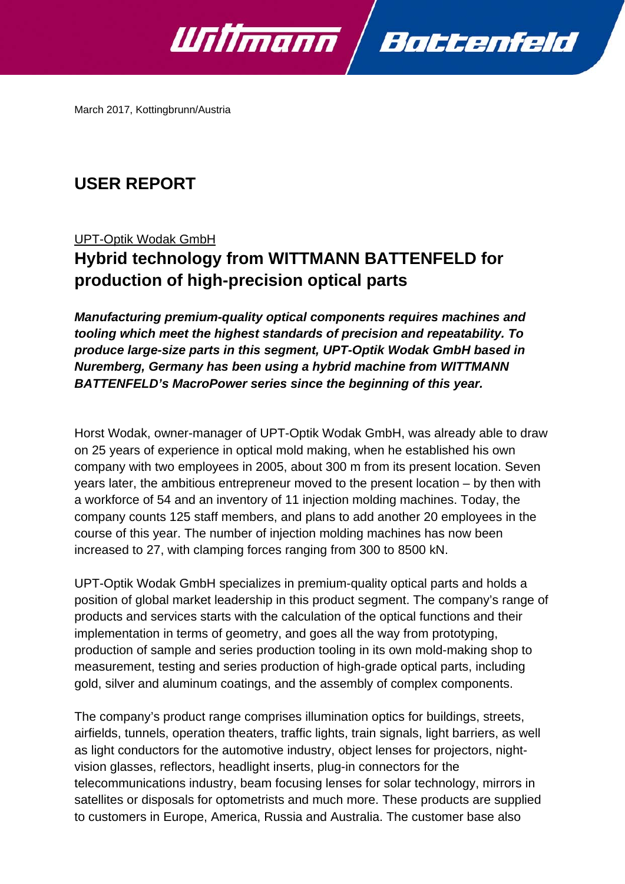March 2017, Kottingbrunn/Austria

# USER REPORT

UPT-Optik Wodak GmbH

## Hybrid technology from WITTMANN BATTENFELD for production of high-precision optical parts

***Manufacturing premium-quality optical components requires machines and tooling which meet the highest standards of precision and repeatability. To produce large-size parts in this segment, UPT-Optik Wodak GmbH based in Nuremberg, Germany has been using a hybrid machine from WITTMANN BATTENFELD's MacroPower series since the beginning of this year.***

Horst Wodak, owner-manager of UPT-Optik Wodak GmbH, was already able to draw on 25 years of experience in optical mold making, when he established his own company with two employees in 2005, about 300 m from its present location. Seven years later, the ambitious entrepreneur moved to the present location – by then with a workforce of 54 and an inventory of 11 injection molding machines. Today, the company counts 125 staff members, and plans to add another 20 employees in the course of this year. The number of injection molding machines has now been increased to 27, with clamping forces ranging from 300 to 8500 kN.

UPT-Optik Wodak GmbH specializes in premium-quality optical parts and holds a position of global market leadership in this product segment. The company's range of products and services starts with the calculation of the optical functions and their implementation in terms of geometry, and goes all the way from prototyping, production of sample and series production tooling in its own mold-making shop to measurement, testing and series production of high-grade optical parts, including gold, silver and aluminum coatings, and the assembly of complex components.

The company's product range comprises illumination optics for buildings, streets, airfields, tunnels, operation theaters, traffic lights, train signals, light barriers, as well as light conductors for the automotive industry, object lenses for projectors, night-vision glasses, reflectors, headlight inserts, plug-in connectors for the telecommunications industry, beam focusing lenses for solar technology, mirrors in satellites or disposals for optometrists and much more. These products are supplied to customers in Europe, America, Russia and Australia. The customer base also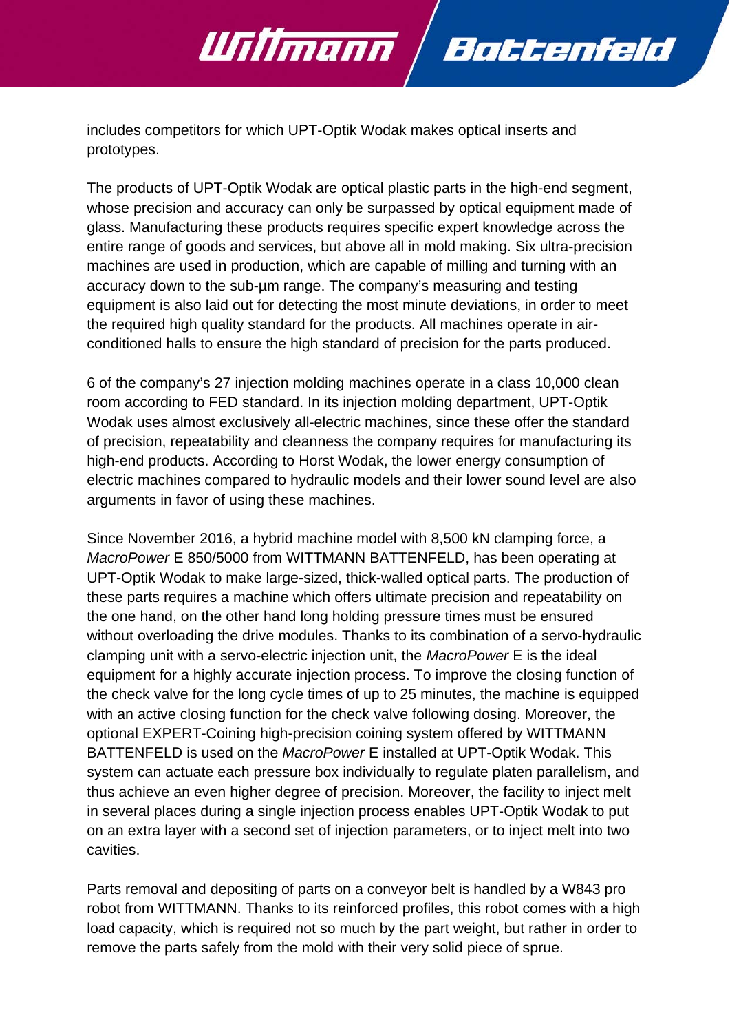includes competitors for which UPT-Optik Wodak makes optical inserts and prototypes.

The products of UPT-Optik Wodak are optical plastic parts in the high-end segment, whose precision and accuracy can only be surpassed by optical equipment made of glass. Manufacturing these products requires specific expert knowledge across the entire range of goods and services, but above all in mold making. Six ultra-precision machines are used in production, which are capable of milling and turning with an accuracy down to the sub-µm range. The company's measuring and testing equipment is also laid out for detecting the most minute deviations, in order to meet the required high quality standard for the products. All machines operate in air-conditioned halls to ensure the high standard of precision for the parts produced.

6 of the company's 27 injection molding machines operate in a class 10,000 clean room according to FED standard. In its injection molding department, UPT-Optik Wodak uses almost exclusively all-electric machines, since these offer the standard of precision, repeatability and cleanness the company requires for manufacturing its high-end products. According to Horst Wodak, the lower energy consumption of electric machines compared to hydraulic models and their lower sound level are also arguments in favor of using these machines.

Since November 2016, a hybrid machine model with 8,500 kN clamping force, a *MacroPower* E 850/5000 from WITTMANN BATTENFELD, has been operating at UPT-Optik Wodak to make large-sized, thick-walled optical parts. The production of these parts requires a machine which offers ultimate precision and repeatability on the one hand, on the other hand long holding pressure times must be ensured without overloading the drive modules. Thanks to its combination of a servo-hydraulic clamping unit with a servo-electric injection unit, the *MacroPower* E is the ideal equipment for a highly accurate injection process. To improve the closing function of the check valve for the long cycle times of up to 25 minutes, the machine is equipped with an active closing function for the check valve following dosing. Moreover, the optional EXPERT-Coining high-precision coining system offered by WITTMANN BATTENFELD is used on the *MacroPower* E installed at UPT-Optik Wodak. This system can actuate each pressure box individually to regulate platen parallelism, and thus achieve an even higher degree of precision. Moreover, the facility to inject melt in several places during a single injection process enables UPT-Optik Wodak to put on an extra layer with a second set of injection parameters, or to inject melt into two cavities.

Parts removal and depositing of parts on a conveyor belt is handled by a W843 pro robot from WITTMANN. Thanks to its reinforced profiles, this robot comes with a high load capacity, which is required not so much by the part weight, but rather in order to remove the parts safely from the mold with their very solid piece of sprue.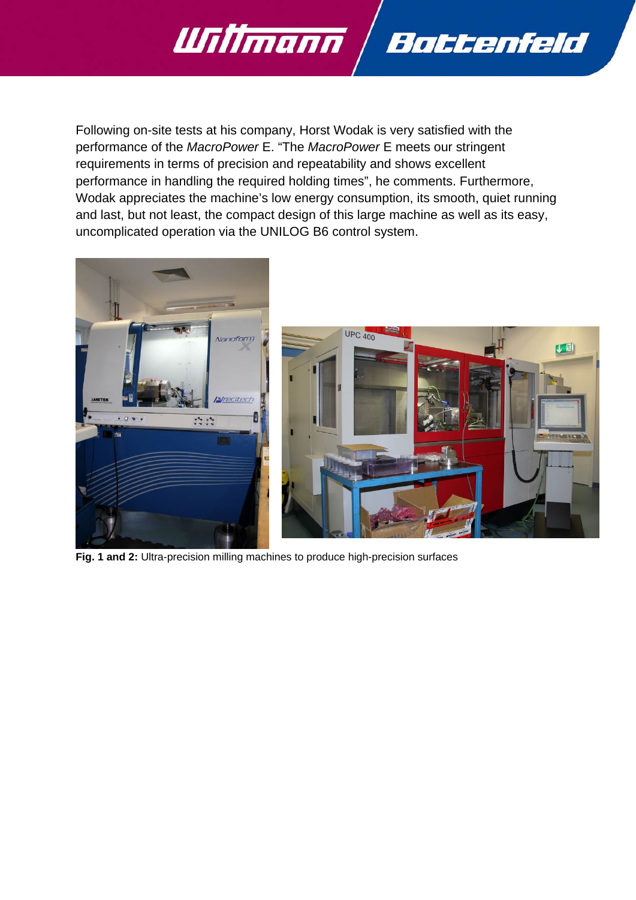Following on-site tests at his company, Horst Wodak is very satisfied with the performance of the *MacroPower* E. “The *MacroPower* E meets our stringent requirements in terms of precision and repeatability and shows excellent performance in handling the required holding times”, he comments. Furthermore, Wodak appreciates the machine’s low energy consumption, its smooth, quiet running and last, but not least, the compact design of this large machine as well as its easy, uncomplicated operation via the UNILOG B6 control system.

**Fig. 1 and 2:** Ultra-precision milling machines to produce high-precision surfaces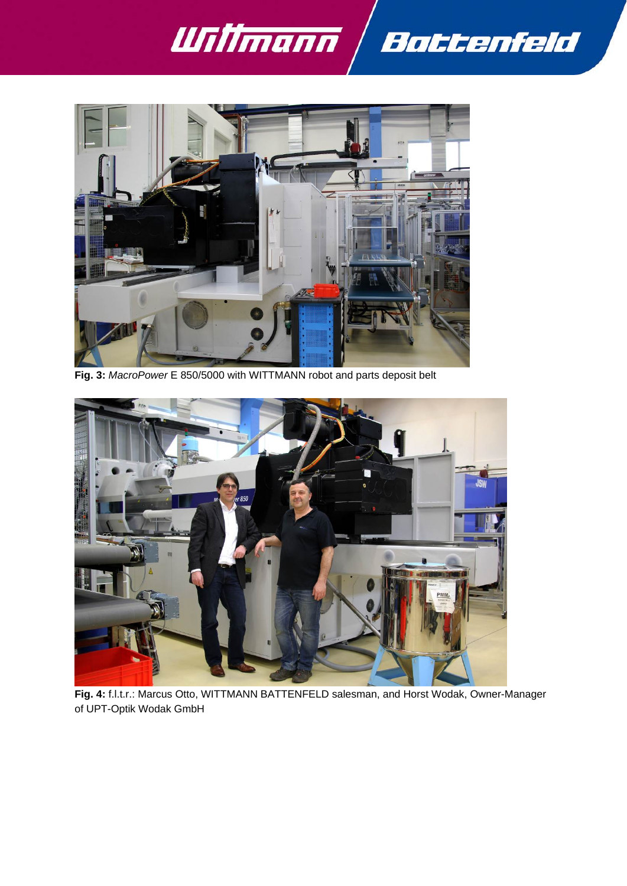**Fig. 3:** *MacroPower* E 850/5000 with WITTMANN robot and parts deposit belt

**Fig. 4:** f.l.t.r.: Marcus Otto, WITTMANN BATTENFELD salesman, and Horst Wodak, Owner-Manager of UPT-Optik Wodak GmbH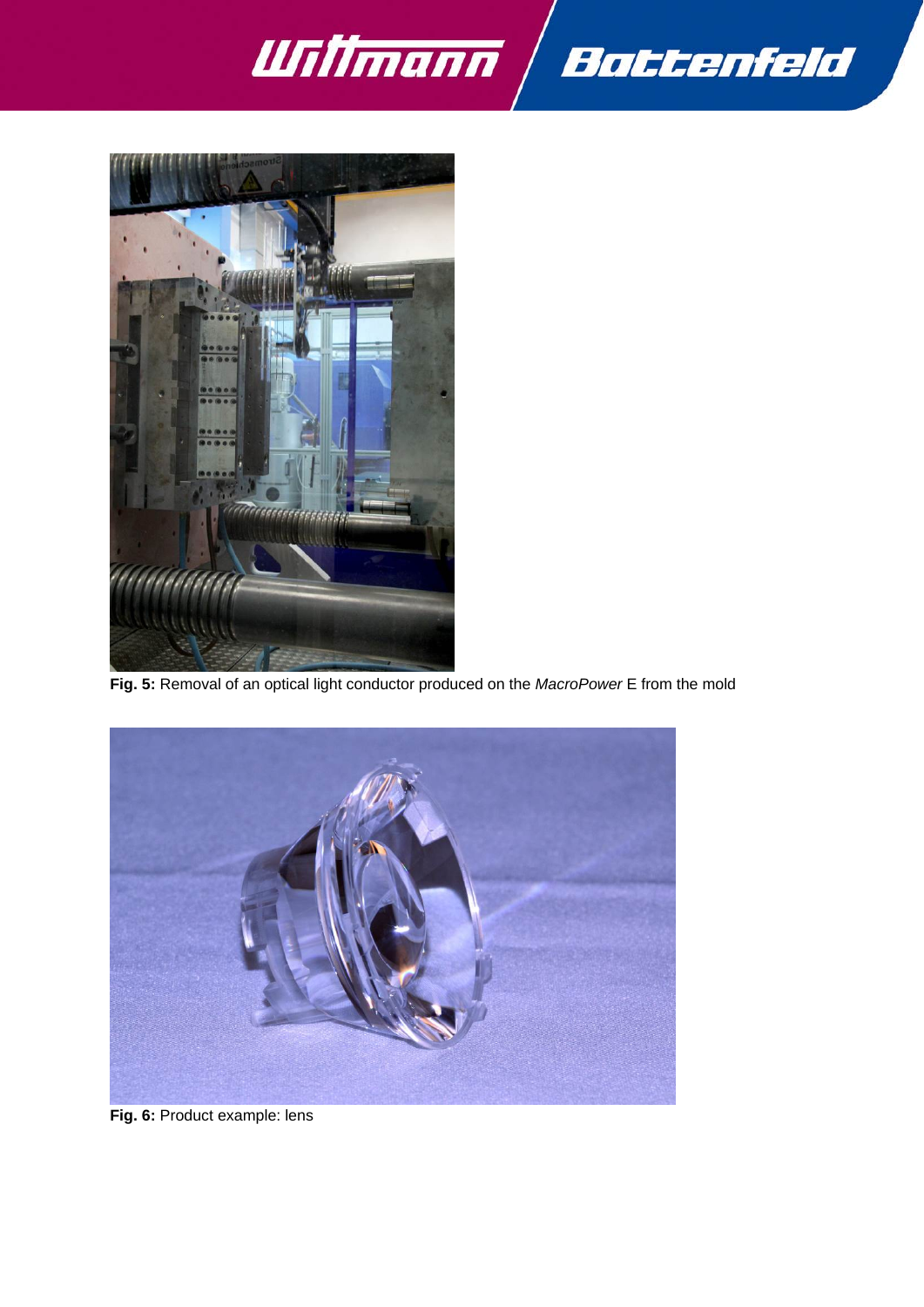**Fig. 5:** Removal of an optical light conductor produced on the *MacroPower* E from the mold

**Fig. 6:** Product example: lens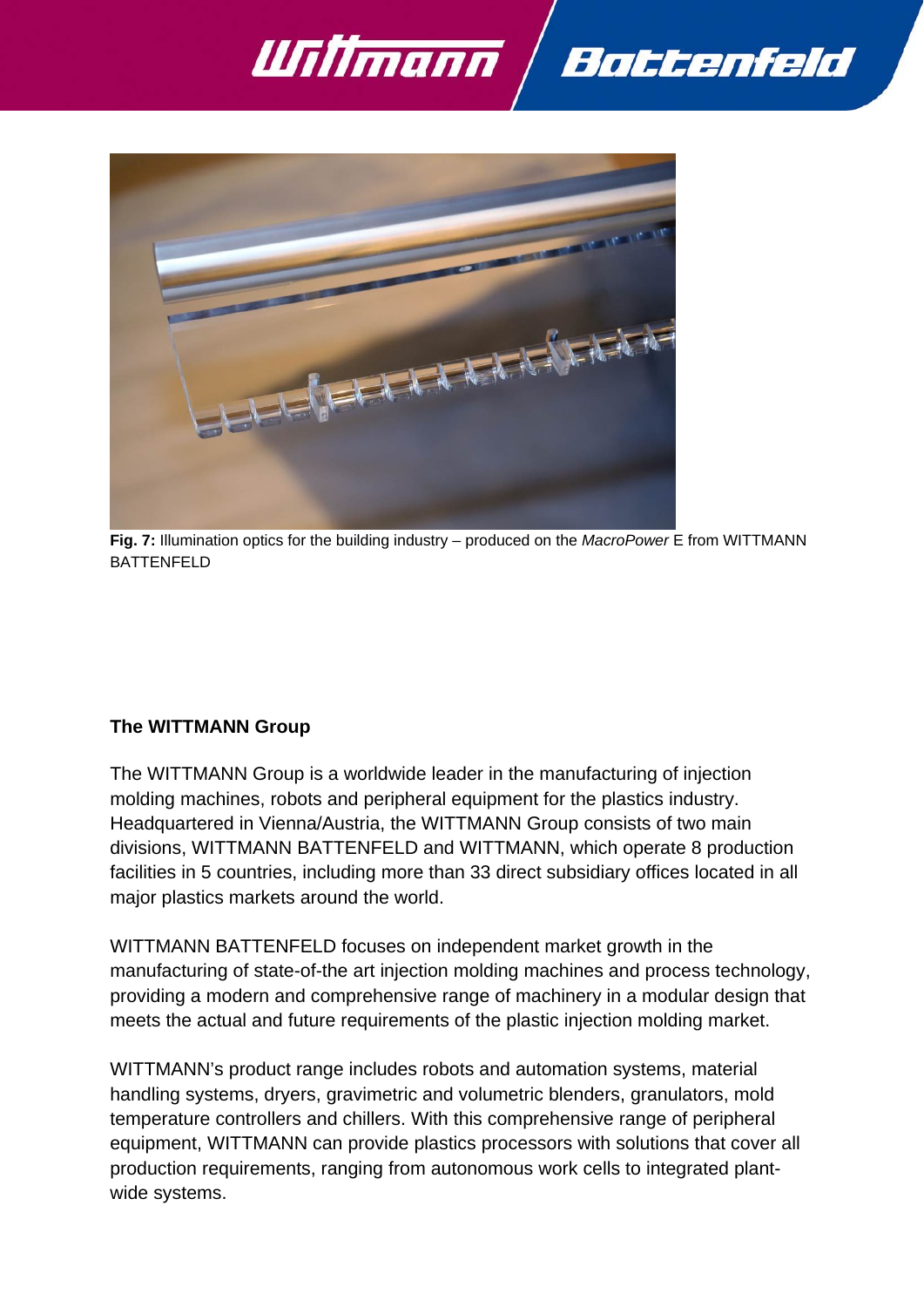**Fig. 7:** Illumination optics for the building industry – produced on the *MacroPower* E from WITTMANN BATTENFELD

**The WITTMANN Group**

The WITTMANN Group is a worldwide leader in the manufacturing of injection molding machines, robots and peripheral equipment for the plastics industry. Headquartered in Vienna/Austria, the WITTMANN Group consists of two main divisions, WITTMANN BATTENFELD and WITTMANN, which operate 8 production facilities in 5 countries, including more than 33 direct subsidiary offices located in all major plastics markets around the world.

WITTMANN BATTENFELD focuses on independent market growth in the manufacturing of state-of-the art injection molding machines and process technology, providing a modern and comprehensive range of machinery in a modular design that meets the actual and future requirements of the plastic injection molding market.

WITTMANN's product range includes robots and automation systems, material handling systems, dryers, gravimetric and volumetric blenders, granulators, mold temperature controllers and chillers. With this comprehensive range of peripheral equipment, WITTMANN can provide plastics processors with solutions that cover all production requirements, ranging from autonomous work cells to integrated plant-wide systems.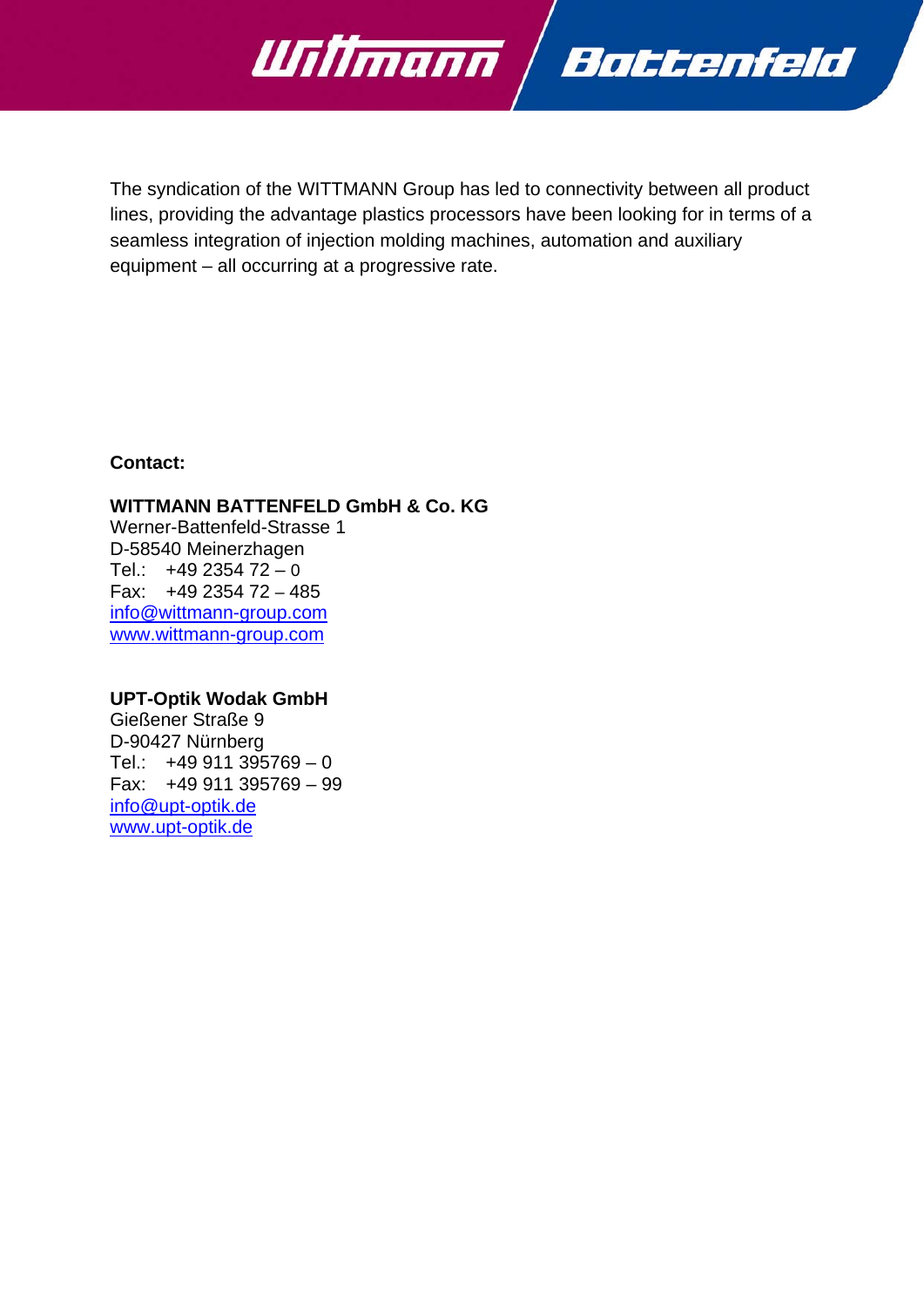The syndication of the WITTMANN Group has led to connectivity between all product lines, providing the advantage plastics processors have been looking for in terms of a seamless integration of injection molding machines, automation and auxiliary equipment – all occurring at a progressive rate.

**Contact:**

**WITTMANN BATTENFELD GmbH & Co. KG**
Werner-Battenfeld-Strasse 1
D-58540 Meinerzhagen
Tel.: +49 2354 72 – 0
Fax: +49 2354 72 – 485
info@wittmann-group.com
www.wittmann-group.com

**UPT-Optik Wodak GmbH**
Gießener Straße 9
D-90427 Nürnberg
Tel.: +49 911 395769 – 0
Fax: +49 911 395769 – 99
info@upt-optik.de
www.upt-optik.de